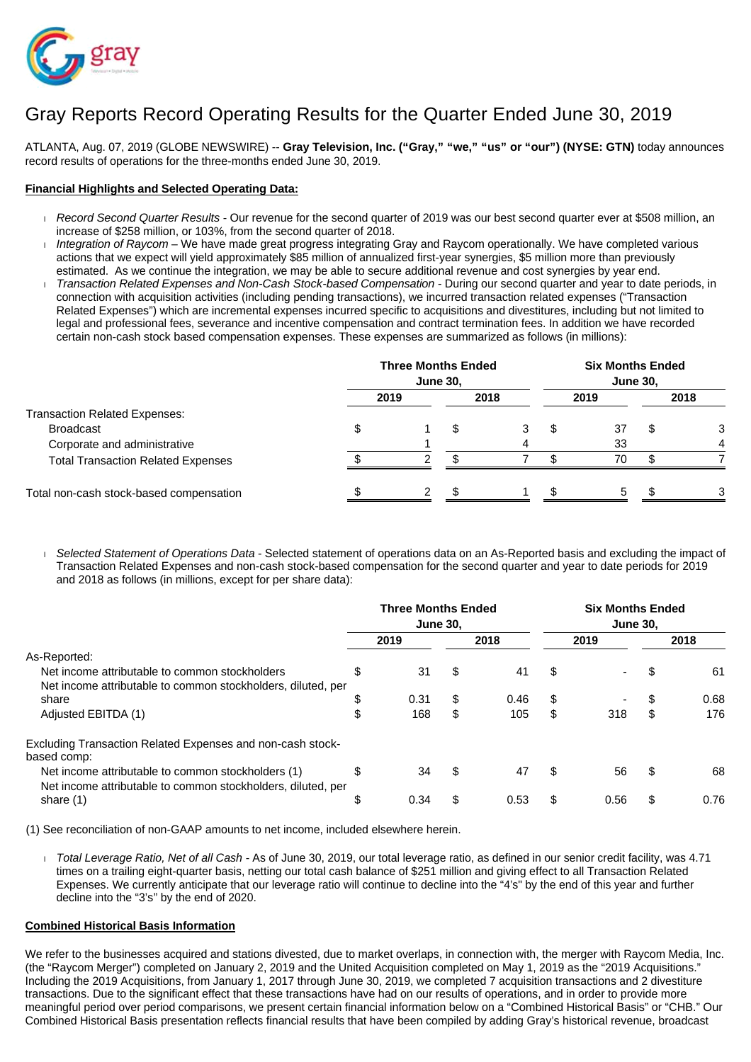# Gray Reports Record Operating Results for the Quarter Ended June 30, 2019

ATLANTA, Aug. 07, 2019 (GLOBE NEWSWIRE) -- **Gray Television, Inc. ("Gray," "we," "us" or "our") (NYSE: GTN)** today announces record results of operations for the three-months ended June 30, 2019.

**Financial Highlights and Selected Operating Data:**

- *Record Second Quarter Results* - Our revenue for the second quarter of 2019 was our best second quarter ever at $508 million, an increase of $258 million, or 103%, from the second quarter of 2018.
- *Integration of Raycom* – We have made great progress integrating Gray and Raycom operationally. We have completed various actions that we expect will yield approximately $85 million of annualized first-year synergies, $5 million more than previously estimated. As we continue the integration, we may be able to secure additional revenue and cost synergies by year end.
- *Transaction Related Expenses and Non-Cash Stock-based Compensation* - During our second quarter and year to date periods, in connection with acquisition activities (including pending transactions), we incurred transaction related expenses ("Transaction Related Expenses") which are incremental expenses incurred specific to acquisitions and divestitures, including but not limited to legal and professional fees, severance and incentive compensation and contract termination fees. In addition we have recorded certain non-cash stock based compensation expenses. These expenses are summarized as follows (in millions):

| | Three Months Ended June 30, | | Six Months Ended June 30, | |
|---|---|---|---|---|
| | 2019 | 2018 | 2019 | 2018 |
| Transaction Related Expenses: | | | | |
| Broadcast | $ 1 | $ 3 | $ 37 | $ 3 |
| Corporate and administrative | 1 | 4 | 33 | 4 |
| Total Transaction Related Expenses | $ 2 | $ 7 | $ 70 | $ 7 |
| Total non-cash stock-based compensation | $ 2 | $ 1 | $ 5 | $ 3 |

- *Selected Statement of Operations Data* - Selected statement of operations data on an As-Reported basis and excluding the impact of Transaction Related Expenses and non-cash stock-based compensation for the second quarter and year to date periods for 2019 and 2018 as follows (in millions, except for per share data):

| | Three Months Ended June 30, | | Six Months Ended June 30, | |
|---|---|---|---|---|
| | 2019 | 2018 | 2019 | 2018 |
| As-Reported: | | | | |
| Net income attributable to common stockholders | $ 31 | $ 41 | $ - | $ 61 |
| Net income attributable to common stockholders, diluted, per share | $ 0.31 | $ 0.46 | $ - | $ 0.68 |
| Adjusted EBITDA (1) | $ 168 | $ 105 | $ 318 | $ 176 |
| Excluding Transaction Related Expenses and non-cash stock-based comp: | | | | |
| Net income attributable to common stockholders (1) | $ 34 | $ 47 | $ 56 | $ 68 |
| Net income attributable to common stockholders, diluted, per share (1) | $ 0.34 | $ 0.53 | $ 0.56 | $ 0.76 |

(1) See reconciliation of non-GAAP amounts to net income, included elsewhere herein.

- *Total Leverage Ratio, Net of all Cash* - As of June 30, 2019, our total leverage ratio, as defined in our senior credit facility, was 4.71 times on a trailing eight-quarter basis, netting our total cash balance of $251 million and giving effect to all Transaction Related Expenses. We currently anticipate that our leverage ratio will continue to decline into the "4's" by the end of this year and further decline into the "3's" by the end of 2020.

**Combined Historical Basis Information**

We refer to the businesses acquired and stations divested, due to market overlaps, in connection with, the merger with Raycom Media, Inc. (the "Raycom Merger") completed on January 2, 2019 and the United Acquisition completed on May 1, 2019 as the "2019 Acquisitions." Including the 2019 Acquisitions, from January 1, 2017 through June 30, 2019, we completed 7 acquisition transactions and 2 divestiture transactions. Due to the significant effect that these transactions have had on our results of operations, and in order to provide more meaningful period over period comparisons, we present certain financial information below on a "Combined Historical Basis" or "CHB." Our Combined Historical Basis presentation reflects financial results that have been compiled by adding Gray's historical revenue, broadcast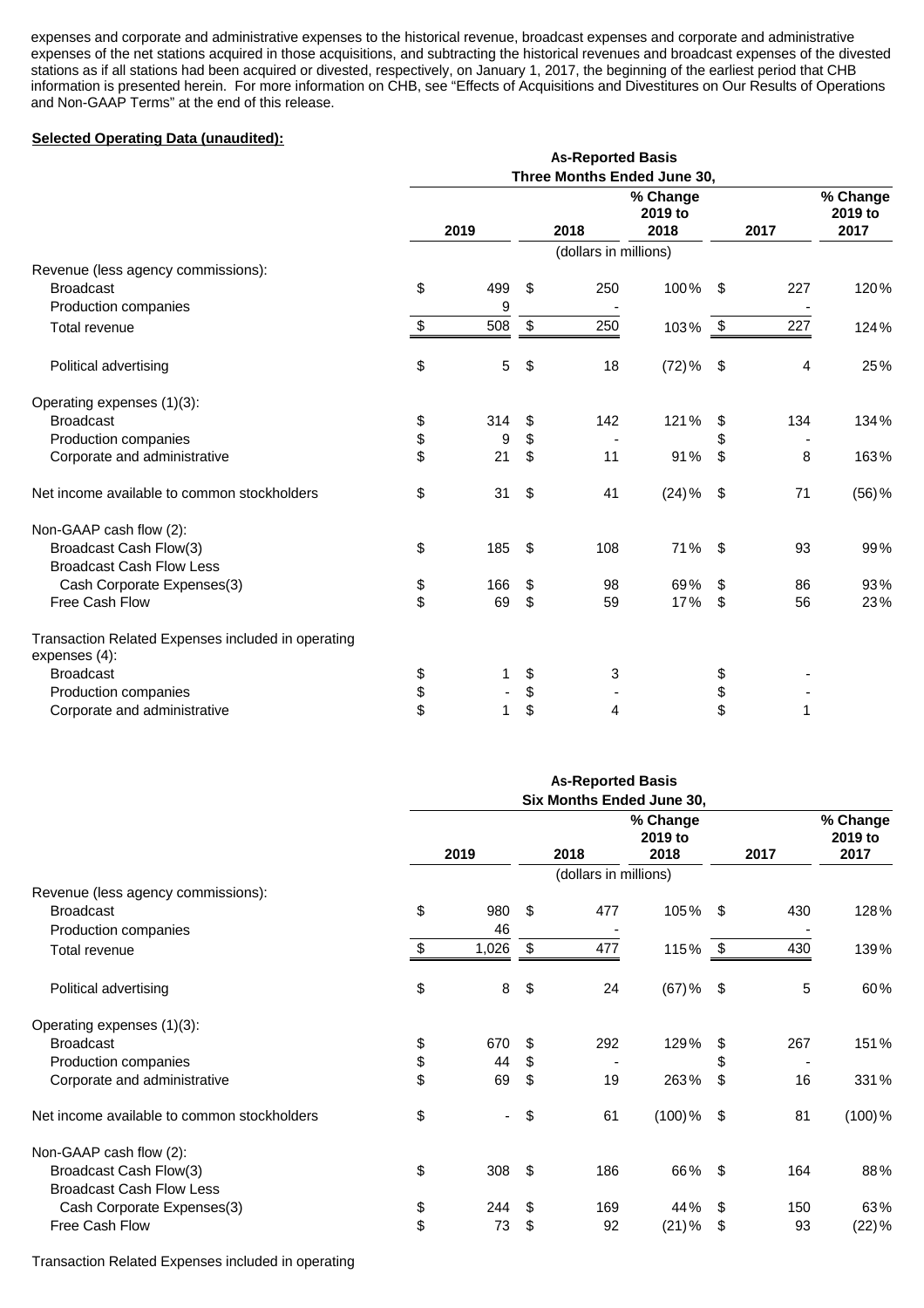expenses and corporate and administrative expenses to the historical revenue, broadcast expenses and corporate and administrative expenses of the net stations acquired in those acquisitions, and subtracting the historical revenues and broadcast expenses of the divested stations as if all stations had been acquired or divested, respectively, on January 1, 2017, the beginning of the earliest period that CHB information is presented herein. For more information on CHB, see "Effects of Acquisitions and Divestitures on Our Results of Operations and Non-GAAP Terms" at the end of this release.

**Selected Operating Data (unaudited):**

| | As-Reported Basis Three Months Ended June 30, | | | | |
|---|---|---|---|---|---|
| | 2019 | 2018 | % Change 2019 to 2018 | 2017 | % Change 2019 to 2017 |
| | (dollars in millions) | | | | |
| Revenue (less agency commissions): | | | | | |
| Broadcast | $ 499 | $ 250 | 100% | $ 227 | 120% |
| Production companies | 9 | - | | - | |
| Total revenue | $ 508 | $ 250 | 103% | $ 227 | 124% |
| Political advertising | $ 5 | $ 18 | (72)% | $ 4 | 25% |
| Operating expenses (1)(3): | | | | | |
| Broadcast | $ 314 | $ 142 | 121% | $ 134 | 134% |
| Production companies | $ 9 | $ - | | $ - | |
| Corporate and administrative | $ 21 | $ 11 | 91% | $ 8 | 163% |
| Net income available to common stockholders | $ 31 | $ 41 | (24)% | $ 71 | (56)% |
| Non-GAAP cash flow (2): | | | | | |
| Broadcast Cash Flow(3) | $ 185 | $ 108 | 71% | $ 93 | 99% |
| Broadcast Cash Flow Less Cash Corporate Expenses(3) | $ 166 | $ 98 | 69% | $ 86 | 93% |
| Free Cash Flow | $ 69 | $ 59 | 17% | $ 56 | 23% |
| Transaction Related Expenses included in operating expenses (4): | | | | | |
| Broadcast | $ 1 | $ 3 | | $ - | |
| Production companies | $ - | $ - | | $ - | |
| Corporate and administrative | $ 1 | $ 4 | | $ 1 | |

| | As-Reported Basis Six Months Ended June 30, | | | | |
|---|---|---|---|---|---|
| | 2019 | 2018 | % Change 2019 to 2018 | 2017 | % Change 2019 to 2017 |
| | (dollars in millions) | | | | |
| Revenue (less agency commissions): | | | | | |
| Broadcast | $ 980 | $ 477 | 105% | $ 430 | 128% |
| Production companies | 46 | - | | - | |
| Total revenue | $ 1,026 | $ 477 | 115% | $ 430 | 139% |
| Political advertising | $ 8 | $ 24 | (67)% | $ 5 | 60% |
| Operating expenses (1)(3): | | | | | |
| Broadcast | $ 670 | $ 292 | 129% | $ 267 | 151% |
| Production companies | $ 44 | $ - | | $ - | |
| Corporate and administrative | $ 69 | $ 19 | 263% | $ 16 | 331% |
| Net income available to common stockholders | $ - | $ 61 | (100)% | $ 81 | (100)% |
| Non-GAAP cash flow (2): | | | | | |
| Broadcast Cash Flow(3) | $ 308 | $ 186 | 66% | $ 164 | 88% |
| Broadcast Cash Flow Less Cash Corporate Expenses(3) | $ 244 | $ 169 | 44% | $ 150 | 63% |
| Free Cash Flow | $ 73 | $ 92 | (21)% | $ 93 | (22)% |

Transaction Related Expenses included in operating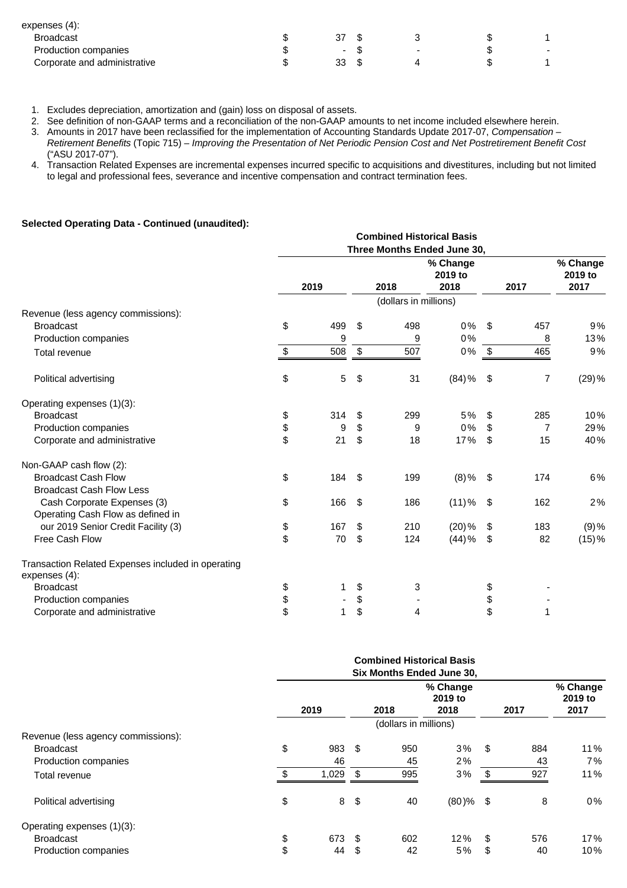| | | | |
|---|---|---|---|
| expenses (4): | | | |
| Broadcast | $ 37 | $ 3 | $ 1 |
| Production companies | $ - | $ - | $ - |
| Corporate and administrative | $ 33 | $ 4 | $ 1 |

1. Excludes depreciation, amortization and (gain) loss on disposal of assets.
2. See definition of non-GAAP terms and a reconciliation of the non-GAAP amounts to net income included elsewhere herein.
3. Amounts in 2017 have been reclassified for the implementation of Accounting Standards Update 2017-07, *Compensation – Retirement Benefits* (Topic 715) – *Improving the Presentation of Net Periodic Pension Cost and Net Postretirement Benefit Cost* ("ASU 2017-07").
4. Transaction Related Expenses are incremental expenses incurred specific to acquisitions and divestitures, including but not limited to legal and professional fees, severance and incentive compensation and contract termination fees.

**Selected Operating Data - Continued (unaudited):**

| | Combined Historical Basis Three Months Ended June 30, | | | | |
|---|---|---|---|---|---|
| | 2019 | 2018 | % Change 2019 to 2018 | 2017 | % Change 2019 to 2017 |
| | (dollars in millions) | | | | |
| Revenue (less agency commissions): | | | | | |
| Broadcast | $ 499 | $ 498 | 0% | $ 457 | 9% |
| Production companies | 9 | 9 | 0% | 8 | 13% |
| Total revenue | $ 508 | $ 507 | 0% | $ 465 | 9% |
| Political advertising | $ 5 | $ 31 | (84)% | $ 7 | (29)% |
| Operating expenses (1)(3): | | | | | |
| Broadcast | $ 314 | $ 299 | 5% | $ 285 | 10% |
| Production companies | $ 9 | $ 9 | 0% | $ 7 | 29% |
| Corporate and administrative | $ 21 | $ 18 | 17% | $ 15 | 40% |
| Non-GAAP cash flow (2): | | | | | |
| Broadcast Cash Flow | $ 184 | $ 199 | (8)% | $ 174 | 6% |
| Broadcast Cash Flow Less Cash Corporate Expenses (3) | $ 166 | $ 186 | (11)% | $ 162 | 2% |
| Operating Cash Flow as defined in our 2019 Senior Credit Facility (3) | $ 167 | $ 210 | (20)% | $ 183 | (9)% |
| Free Cash Flow | $ 70 | $ 124 | (44)% | $ 82 | (15)% |
| Transaction Related Expenses included in operating expenses (4): | | | | | |
| Broadcast | $ 1 | $ 3 | | $ - | |
| Production companies | $ - | $ - | | $ - | |
| Corporate and administrative | $ 1 | $ 4 | | $ 1 | |

| | Combined Historical Basis Six Months Ended June 30, | | | | |
|---|---|---|---|---|---|
| | 2019 | 2018 | % Change 2019 to 2018 | 2017 | % Change 2019 to 2017 |
| | (dollars in millions) | | | | |
| Revenue (less agency commissions): | | | | | |
| Broadcast | $ 983 | $ 950 | 3% | $ 884 | 11% |
| Production companies | 46 | 45 | 2% | 43 | 7% |
| Total revenue | $ 1,029 | $ 995 | 3% | $ 927 | 11% |
| Political advertising | $ 8 | $ 40 | (80)% | $ 8 | 0% |
| Operating expenses (1)(3): | | | | | |
| Broadcast | $ 673 | $ 602 | 12% | $ 576 | 17% |
| Production companies | $ 44 | $ 42 | 5% | $ 40 | 10% |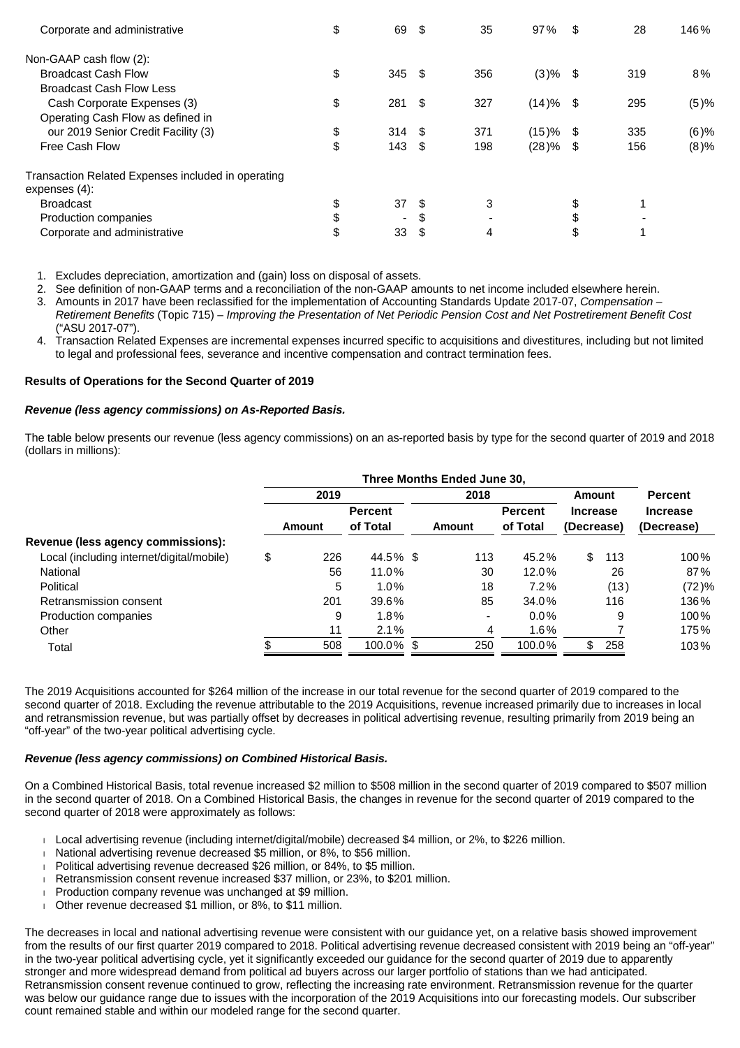| | | | | | |
|---|---|---|---|---|---|
| Corporate and administrative | $ 69 | $ 35 | 97% | $ 28 | 146% |
| Non-GAAP cash flow (2): | | | | | |
| Broadcast Cash Flow | $ 345 | $ 356 | (3)% | $ 319 | 8% |
| Broadcast Cash Flow Less Cash Corporate Expenses (3) | $ 281 | $ 327 | (14)% | $ 295 | (5)% |
| Operating Cash Flow as defined in our 2019 Senior Credit Facility (3) | $ 314 | $ 371 | (15)% | $ 335 | (6)% |
| Free Cash Flow | $ 143 | $ 198 | (28)% | $ 156 | (8)% |
| Transaction Related Expenses included in operating expenses (4): | | | | | |
| Broadcast | $ 37 | $ 3 | | $ 1 | |
| Production companies | $ - | $ - | | $ - | |
| Corporate and administrative | $ 33 | $ 4 | | $ 1 | |

1. Excludes depreciation, amortization and (gain) loss on disposal of assets.
2. See definition of non-GAAP terms and a reconciliation of the non-GAAP amounts to net income included elsewhere herein.
3. Amounts in 2017 have been reclassified for the implementation of Accounting Standards Update 2017-07, *Compensation – Retirement Benefits* (Topic 715) – *Improving the Presentation of Net Periodic Pension Cost and Net Postretirement Benefit Cost* ("ASU 2017-07").
4. Transaction Related Expenses are incremental expenses incurred specific to acquisitions and divestitures, including but not limited to legal and professional fees, severance and incentive compensation and contract termination fees.

**Results of Operations for the Second Quarter of 2019**

***Revenue (less agency commissions) on As-Reported Basis.***

The table below presents our revenue (less agency commissions) on an as-reported basis by type for the second quarter of 2019 and 2018 (dollars in millions):

| | Three Months Ended June 30, | | | | | |
|---|---|---|---|---|---|---|
| | 2019 | | 2018 | | Amount | Percent |
| | Amount | Percent of Total | Amount | Percent of Total | Increase (Decrease) | Increase (Decrease) |
| **Revenue (less agency commissions):** | | | | | | |
| Local (including internet/digital/mobile) | $ 226 | 44.5% | $ 113 | 45.2% | $ 113 | 100% |
| National | 56 | 11.0% | 30 | 12.0% | 26 | 87% |
| Political | 5 | 1.0% | 18 | 7.2% | (13) | (72)% |
| Retransmission consent | 201 | 39.6% | 85 | 34.0% | 116 | 136% |
| Production companies | 9 | 1.8% | - | 0.0% | 9 | 100% |
| Other | 11 | 2.1% | 4 | 1.6% | 7 | 175% |
| Total | $ 508 | 100.0% | $ 250 | 100.0% | $ 258 | 103% |

The 2019 Acquisitions accounted for $264 million of the increase in our total revenue for the second quarter of 2019 compared to the second quarter of 2018. Excluding the revenue attributable to the 2019 Acquisitions, revenue increased primarily due to increases in local and retransmission revenue, but was partially offset by decreases in political advertising revenue, resulting primarily from 2019 being an "off-year" of the two-year political advertising cycle.

***Revenue (less agency commissions) on Combined Historical Basis.***

On a Combined Historical Basis, total revenue increased $2 million to $508 million in the second quarter of 2019 compared to $507 million in the second quarter of 2018. On a Combined Historical Basis, the changes in revenue for the second quarter of 2019 compared to the second quarter of 2018 were approximately as follows:

- Local advertising revenue (including internet/digital/mobile) decreased $4 million, or 2%, to $226 million.
- National advertising revenue decreased $5 million, or 8%, to $56 million.
- Political advertising revenue decreased $26 million, or 84%, to $5 million.
- Retransmission consent revenue increased $37 million, or 23%, to $201 million.
- Production company revenue was unchanged at $9 million.
- Other revenue decreased $1 million, or 8%, to $11 million.

The decreases in local and national advertising revenue were consistent with our guidance yet, on a relative basis showed improvement from the results of our first quarter 2019 compared to 2018. Political advertising revenue decreased consistent with 2019 being an "off-year" in the two-year political advertising cycle, yet it significantly exceeded our guidance for the second quarter of 2019 due to apparently stronger and more widespread demand from political ad buyers across our larger portfolio of stations than we had anticipated. Retransmission consent revenue continued to grow, reflecting the increasing rate environment. Retransmission revenue for the quarter was below our guidance range due to issues with the incorporation of the 2019 Acquisitions into our forecasting models. Our subscriber count remained stable and within our modeled range for the second quarter.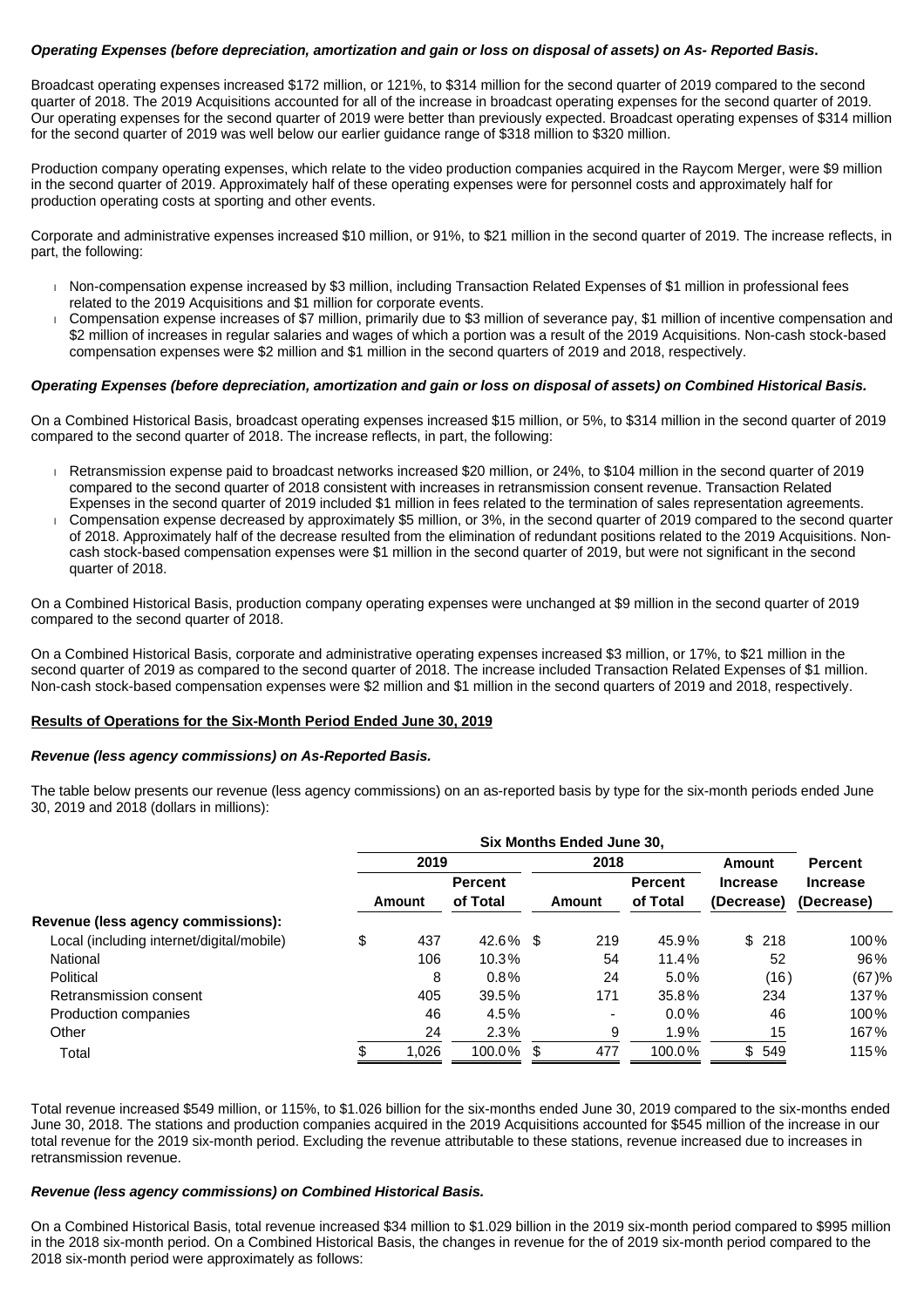***Operating Expenses (before depreciation, amortization and gain or loss on disposal of assets) on As- Reported Basis.***

Broadcast operating expenses increased $172 million, or 121%, to $314 million for the second quarter of 2019 compared to the second quarter of 2018. The 2019 Acquisitions accounted for all of the increase in broadcast operating expenses for the second quarter of 2019. Our operating expenses for the second quarter of 2019 were better than previously expected. Broadcast operating expenses of $314 million for the second quarter of 2019 was well below our earlier guidance range of $318 million to $320 million.

Production company operating expenses, which relate to the video production companies acquired in the Raycom Merger, were $9 million in the second quarter of 2019. Approximately half of these operating expenses were for personnel costs and approximately half for production operating costs at sporting and other events.

Corporate and administrative expenses increased $10 million, or 91%, to $21 million in the second quarter of 2019. The increase reflects, in part, the following:

- Non-compensation expense increased by $3 million, including Transaction Related Expenses of $1 million in professional fees related to the 2019 Acquisitions and $1 million for corporate events.
- Compensation expense increases of $7 million, primarily due to $3 million of severance pay, $1 million of incentive compensation and $2 million of increases in regular salaries and wages of which a portion was a result of the 2019 Acquisitions. Non-cash stock-based compensation expenses were $2 million and $1 million in the second quarters of 2019 and 2018, respectively.

***Operating Expenses (before depreciation, amortization and gain or loss on disposal of assets) on Combined Historical Basis.***

On a Combined Historical Basis, broadcast operating expenses increased $15 million, or 5%, to $314 million in the second quarter of 2019 compared to the second quarter of 2018. The increase reflects, in part, the following:

- Retransmission expense paid to broadcast networks increased $20 million, or 24%, to $104 million in the second quarter of 2019 compared to the second quarter of 2018 consistent with increases in retransmission consent revenue. Transaction Related Expenses in the second quarter of 2019 included $1 million in fees related to the termination of sales representation agreements.
- Compensation expense decreased by approximately $5 million, or 3%, in the second quarter of 2019 compared to the second quarter of 2018. Approximately half of the decrease resulted from the elimination of redundant positions related to the 2019 Acquisitions. Non-cash stock-based compensation expenses were $1 million in the second quarter of 2019, but were not significant in the second quarter of 2018.

On a Combined Historical Basis, production company operating expenses were unchanged at $9 million in the second quarter of 2019 compared to the second quarter of 2018.

On a Combined Historical Basis, corporate and administrative operating expenses increased $3 million, or 17%, to $21 million in the second quarter of 2019 as compared to the second quarter of 2018. The increase included Transaction Related Expenses of $1 million. Non-cash stock-based compensation expenses were $2 million and $1 million in the second quarters of 2019 and 2018, respectively.

**Results of Operations for the Six-Month Period Ended June 30, 2019**

***Revenue (less agency commissions) on As-Reported Basis.***

The table below presents our revenue (less agency commissions) on an as-reported basis by type for the six-month periods ended June 30, 2019 and 2018 (dollars in millions):

| | Six Months Ended June 30, | | | | | |
|---|---|---|---|---|---|---|
| | 2019 | | 2018 | | Amount | Percent |
| | Amount | Percent of Total | Amount | Percent of Total | Increase (Decrease) | Increase (Decrease) |
| **Revenue (less agency commissions):** | | | | | | |
| Local (including internet/digital/mobile) | $ 437 | 42.6% | $ 219 | 45.9% | $ 218 | 100% |
| National | 106 | 10.3% | 54 | 11.4% | 52 | 96% |
| Political | 8 | 0.8% | 24 | 5.0% | (16) | (67)% |
| Retransmission consent | 405 | 39.5% | 171 | 35.8% | 234 | 137% |
| Production companies | 46 | 4.5% | - | 0.0% | 46 | 100% |
| Other | 24 | 2.3% | 9 | 1.9% | 15 | 167% |
| Total | $ 1,026 | 100.0% | $ 477 | 100.0% | $ 549 | 115% |

Total revenue increased $549 million, or 115%, to $1.026 billion for the six-months ended June 30, 2019 compared to the six-months ended June 30, 2018. The stations and production companies acquired in the 2019 Acquisitions accounted for $545 million of the increase in our total revenue for the 2019 six-month period. Excluding the revenue attributable to these stations, revenue increased due to increases in retransmission revenue.

***Revenue (less agency commissions) on Combined Historical Basis.***

On a Combined Historical Basis, total revenue increased $34 million to $1.029 billion in the 2019 six-month period compared to $995 million in the 2018 six-month period. On a Combined Historical Basis, the changes in revenue for the of 2019 six-month period compared to the 2018 six-month period were approximately as follows: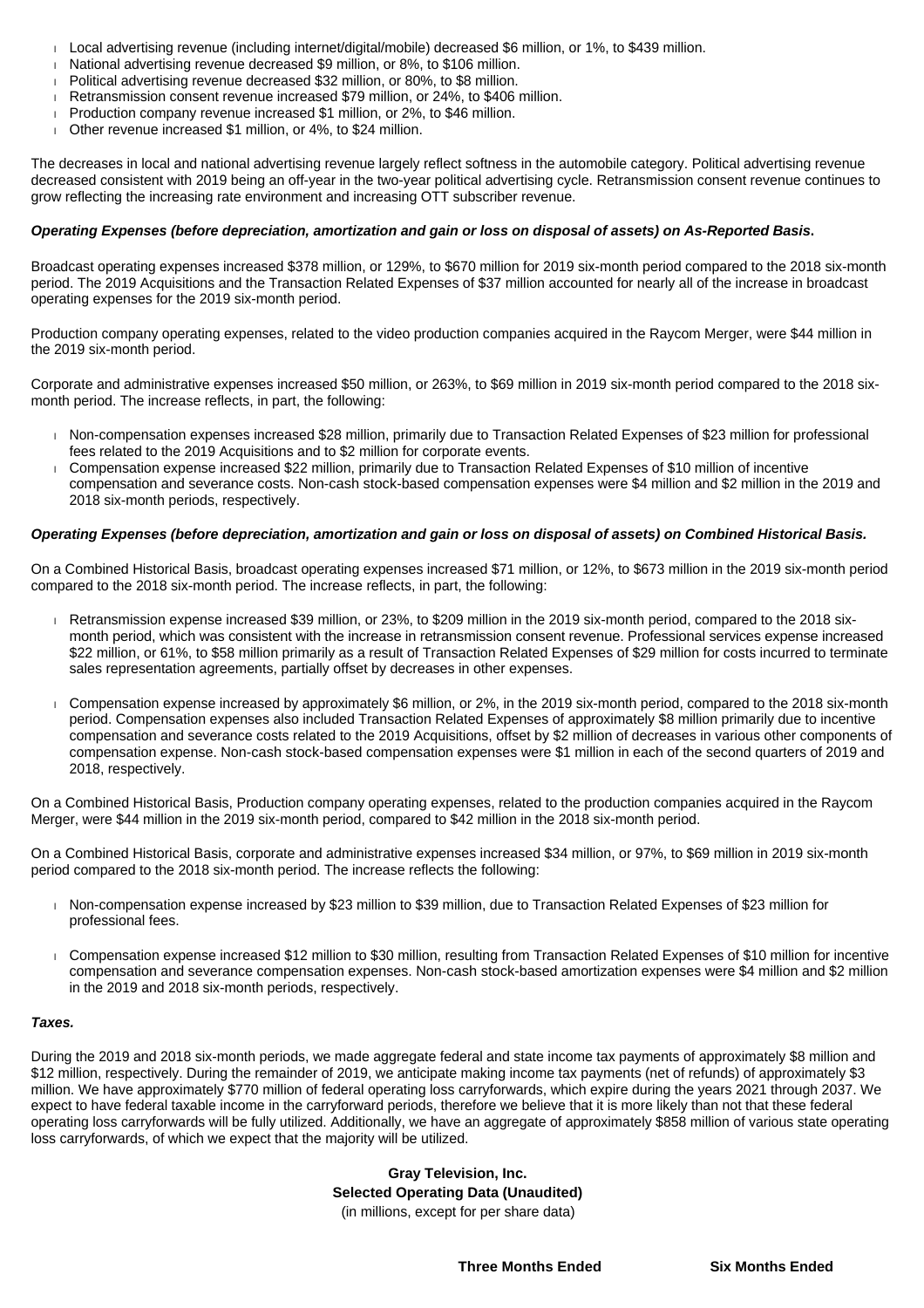- Local advertising revenue (including internet/digital/mobile) decreased $6 million, or 1%, to $439 million.
- National advertising revenue decreased $9 million, or 8%, to $106 million.
- Political advertising revenue decreased $32 million, or 80%, to $8 million.
- Retransmission consent revenue increased $79 million, or 24%, to $406 million.
- Production company revenue increased $1 million, or 2%, to $46 million.
- Other revenue increased $1 million, or 4%, to $24 million.

The decreases in local and national advertising revenue largely reflect softness in the automobile category. Political advertising revenue decreased consistent with 2019 being an off-year in the two-year political advertising cycle. Retransmission consent revenue continues to grow reflecting the increasing rate environment and increasing OTT subscriber revenue.

***Operating Expenses (before depreciation, amortization and gain or loss on disposal of assets) on As-Reported Basis.***

Broadcast operating expenses increased $378 million, or 129%, to $670 million for 2019 six-month period compared to the 2018 six-month period. The 2019 Acquisitions and the Transaction Related Expenses of $37 million accounted for nearly all of the increase in broadcast operating expenses for the 2019 six-month period.

Production company operating expenses, related to the video production companies acquired in the Raycom Merger, were $44 million in the 2019 six-month period.

Corporate and administrative expenses increased $50 million, or 263%, to $69 million in 2019 six-month period compared to the 2018 six-month period. The increase reflects, in part, the following:

- Non-compensation expenses increased $28 million, primarily due to Transaction Related Expenses of $23 million for professional fees related to the 2019 Acquisitions and to $2 million for corporate events.
- Compensation expense increased $22 million, primarily due to Transaction Related Expenses of $10 million of incentive compensation and severance costs. Non-cash stock-based compensation expenses were $4 million and $2 million in the 2019 and 2018 six-month periods, respectively.

***Operating Expenses (before depreciation, amortization and gain or loss on disposal of assets) on Combined Historical Basis.***

On a Combined Historical Basis, broadcast operating expenses increased $71 million, or 12%, to $673 million in the 2019 six-month period compared to the 2018 six-month period. The increase reflects, in part, the following:

- Retransmission expense increased $39 million, or 23%, to $209 million in the 2019 six-month period, compared to the 2018 six-month period, which was consistent with the increase in retransmission consent revenue. Professional services expense increased $22 million, or 61%, to $58 million primarily as a result of Transaction Related Expenses of $29 million for costs incurred to terminate sales representation agreements, partially offset by decreases in other expenses.

- Compensation expense increased by approximately $6 million, or 2%, in the 2019 six-month period, compared to the 2018 six-month period. Compensation expenses also included Transaction Related Expenses of approximately $8 million primarily due to incentive compensation and severance costs related to the 2019 Acquisitions, offset by $2 million of decreases in various other components of compensation expense. Non-cash stock-based compensation expenses were $1 million in each of the second quarters of 2019 and 2018, respectively.

On a Combined Historical Basis, Production company operating expenses, related to the production companies acquired in the Raycom Merger, were $44 million in the 2019 six-month period, compared to $42 million in the 2018 six-month period.

On a Combined Historical Basis, corporate and administrative expenses increased $34 million, or 97%, to $69 million in 2019 six-month period compared to the 2018 six-month period. The increase reflects the following:

- Non-compensation expense increased by $23 million to $39 million, due to Transaction Related Expenses of $23 million for professional fees.

- Compensation expense increased $12 million to $30 million, resulting from Transaction Related Expenses of $10 million for incentive compensation and severance compensation expenses. Non-cash stock-based amortization expenses were $4 million and $2 million in the 2019 and 2018 six-month periods, respectively.

***Taxes.***

During the 2019 and 2018 six-month periods, we made aggregate federal and state income tax payments of approximately $8 million and $12 million, respectively. During the remainder of 2019, we anticipate making income tax payments (net of refunds) of approximately $3 million. We have approximately $770 million of federal operating loss carryforwards, which expire during the years 2021 through 2037. We expect to have federal taxable income in the carryforward periods, therefore we believe that it is more likely than not that these federal operating loss carryforwards will be fully utilized. Additionally, we have an aggregate of approximately $858 million of various state operating loss carryforwards, of which we expect that the majority will be utilized.

**Gray Television, Inc.**
**Selected Operating Data (Unaudited)**
(in millions, except for per share data)

| | Three Months Ended | Six Months Ended |
|---|---|---|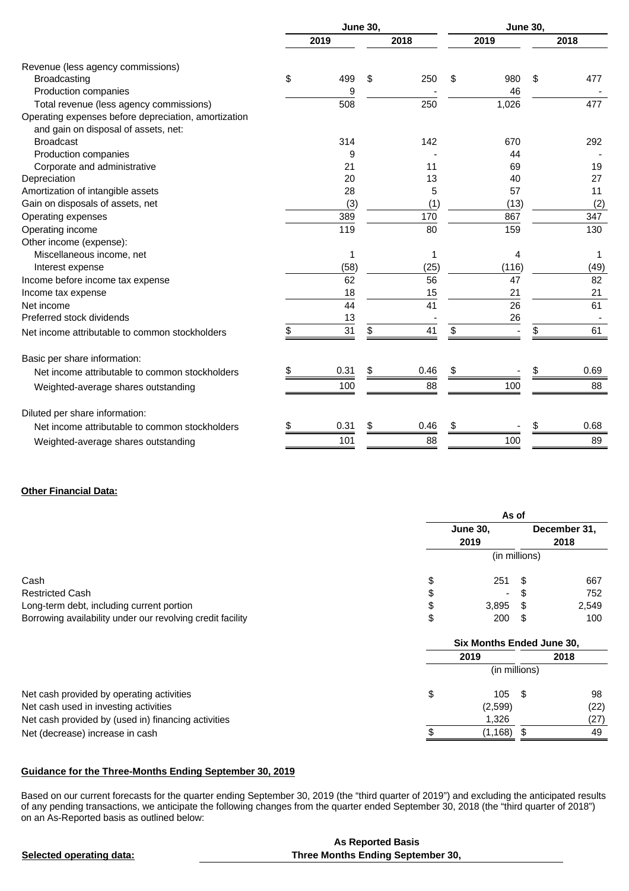| | June 30, | | June 30, | |
|---|---|---|---|---|
| | 2019 | 2018 | 2019 | 2018 |
| Revenue (less agency commissions) | | | | |
| Broadcasting | $ 499 | $ 250 | $ 980 | $ 477 |
| Production companies | 9 | - | 46 | - |
| Total revenue (less agency commissions) | 508 | 250 | 1,026 | 477 |
| Operating expenses before depreciation, amortization and gain on disposal of assets, net: | | | | |
| Broadcast | 314 | 142 | 670 | 292 |
| Production companies | 9 | - | 44 | - |
| Corporate and administrative | 21 | 11 | 69 | 19 |
| Depreciation | 20 | 13 | 40 | 27 |
| Amortization of intangible assets | 28 | 5 | 57 | 11 |
| Gain on disposals of assets, net | (3) | (1) | (13) | (2) |
| Operating expenses | 389 | 170 | 867 | 347 |
| Operating income | 119 | 80 | 159 | 130 |
| Other income (expense): | | | | |
| Miscellaneous income, net | 1 | 1 | 4 | 1 |
| Interest expense | (58) | (25) | (116) | (49) |
| Income before income tax expense | 62 | 56 | 47 | 82 |
| Income tax expense | 18 | 15 | 21 | 21 |
| Net income | 44 | 41 | 26 | 61 |
| Preferred stock dividends | 13 | - | 26 | - |
| Net income attributable to common stockholders | $ 31 | $ 41 | $ - | $ 61 |
| Basic per share information: | | | | |
| Net income attributable to common stockholders | $ 0.31 | $ 0.46 | $ - | $ 0.69 |
| Weighted-average shares outstanding | 100 | 88 | 100 | 88 |
| Diluted per share information: | | | | |
| Net income attributable to common stockholders | $ 0.31 | $ 0.46 | $ - | $ 0.68 |
| Weighted-average shares outstanding | 101 | 88 | 100 | 89 |

**Other Financial Data:**

| | As of | |
|---|---|---|
| | June 30, 2019 | December 31, 2018 |
| | (in millions) | |
| Cash | $ 251 | $ 667 |
| Restricted Cash | $ - | $ 752 |
| Long-term debt, including current portion | $ 3,895 | $ 2,549 |
| Borrowing availability under our revolving credit facility | $ 200 | $ 100 |

| | Six Months Ended June 30, | |
|---|---|---|
| | 2019 | 2018 |
| | (in millions) | |
| Net cash provided by operating activities | $ 105 | $ 98 |
| Net cash used in investing activities | (2,599) | (22) |
| Net cash provided by (used in) financing activities | 1,326 | (27) |
| Net (decrease) increase in cash | $ (1,168) | $ 49 |

**Guidance for the Three-Months Ending September 30, 2019**

Based on our current forecasts for the quarter ending September 30, 2019 (the "third quarter of 2019") and excluding the anticipated results of any pending transactions, we anticipate the following changes from the quarter ended September 30, 2018 (the "third quarter of 2018") on an As-Reported basis as outlined below:

| Selected operating data: | As Reported Basis Three Months Ending September 30, |
|---|---|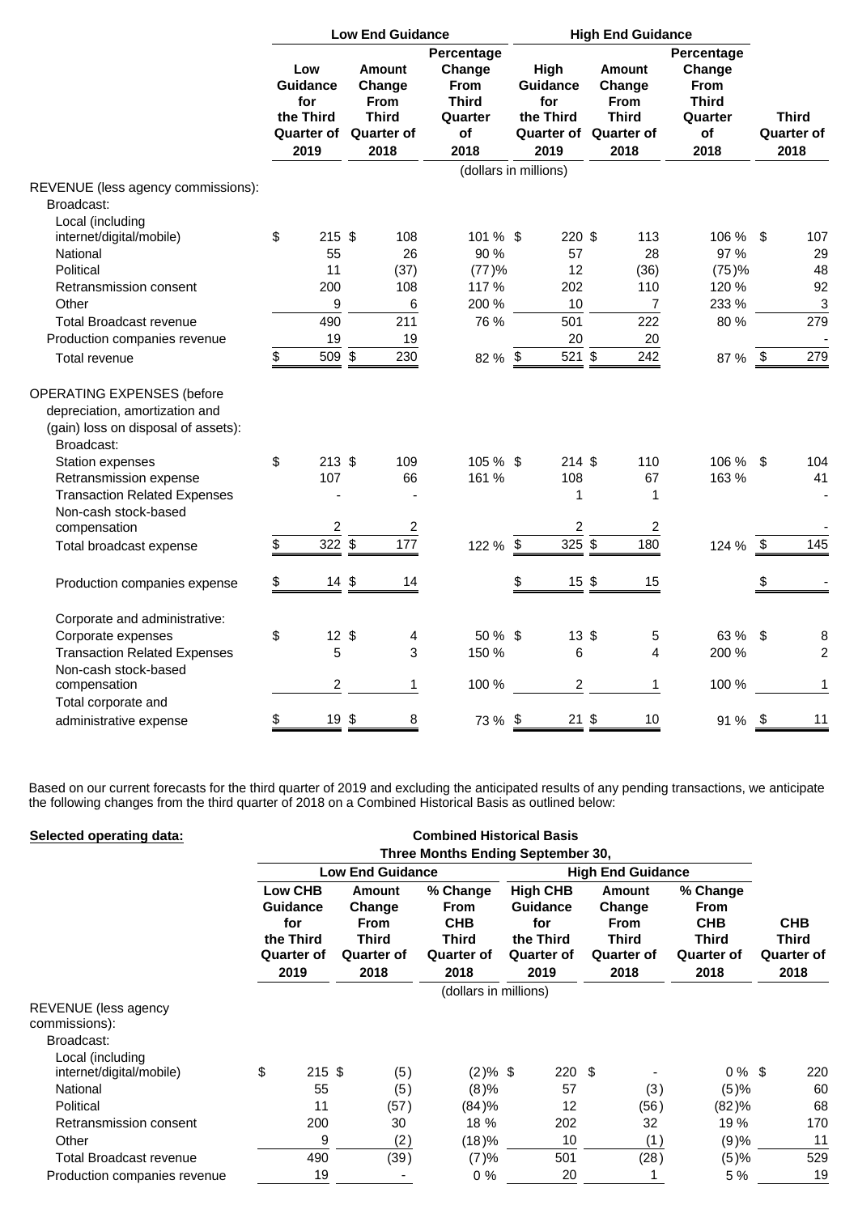| | Low End Guidance | | | High End Guidance | | | |
|---|---|---|---|---|---|---|---|
| | Low Guidance for the Third Quarter of 2019 | Amount Change From Third Quarter of 2018 | Percentage Change From Third Quarter of 2018 | High Guidance for the Third Quarter of 2019 | Amount Change From Third Quarter of 2018 | Percentage Change From Third Quarter of 2018 | Third Quarter of 2018 |
| | | | (dollars in millions) | | | | |
| REVENUE (less agency commissions): | | | | | | | |
| Broadcast: | | | | | | | |
| Local (including internet/digital/mobile) | $ 215 | $ 108 | 101 % | $ 220 | $ 113 | 106 % | $ 107 |
| National | 55 | 26 | 90 % | 57 | 28 | 97 % | 29 |
| Political | 11 | (37) | (77)% | 12 | (36) | (75)% | 48 |
| Retransmission consent | 200 | 108 | 117 % | 202 | 110 | 120 % | 92 |
| Other | 9 | 6 | 200 % | 10 | 7 | 233 % | 3 |
| Total Broadcast revenue | 490 | 211 | 76 % | 501 | 222 | 80 % | 279 |
| Production companies revenue | 19 | 19 | | 20 | 20 | | - |
| Total revenue | $ 509 | $ 230 | 82 % | $ 521 | $ 242 | 87 % | $ 279 |
| OPERATING EXPENSES (before depreciation, amortization and (gain) loss on disposal of assets): | | | | | | | |
| Broadcast: | | | | | | | |
| Station expenses | $ 213 | $ 109 | 105 % | $ 214 | $ 110 | 106 % | $ 104 |
| Retransmission expense | 107 | 66 | 161 % | 108 | 67 | 163 % | 41 |
| Transaction Related Expenses | - | - | | 1 | 1 | | - |
| Non-cash stock-based compensation | 2 | 2 | | 2 | 2 | | - |
| Total broadcast expense | $ 322 | $ 177 | 122 % | $ 325 | $ 180 | 124 % | $ 145 |
| Production companies expense | $ 14 | $ 14 | | $ 15 | $ 15 | | $ - |
| Corporate and administrative: | | | | | | | |
| Corporate expenses | $ 12 | $ 4 | 50 % | $ 13 | $ 5 | 63 % | $ 8 |
| Transaction Related Expenses | 5 | 3 | 150 % | 6 | 4 | 200 % | 2 |
| Non-cash stock-based compensation | 2 | 1 | 100 % | 2 | 1 | 100 % | 1 |
| Total corporate and administrative expense | $ 19 | $ 8 | 73 % | $ 21 | $ 10 | 91 % | $ 11 |

Based on our current forecasts for the third quarter of 2019 and excluding the anticipated results of any pending transactions, we anticipate the following changes from the third quarter of 2018 on a Combined Historical Basis as outlined below:

**Selected operating data:**

| | Combined Historical Basis Three Months Ending September 30, | | | | | | |
|---|---|---|---|---|---|---|---|
| | Low End Guidance | | | High End Guidance | | | |
| | Low CHB Guidance for the Third Quarter of 2019 | Amount Change From Third Quarter of 2018 | % Change From CHB Third Quarter of 2018 | High CHB Guidance for the Third Quarter of 2019 | Amount Change From Third Quarter of 2018 | % Change From CHB Third Quarter of 2018 | CHB Third Quarter of 2018 |
| | | | (dollars in millions) | | | | |
| REVENUE (less agency commissions): | | | | | | | |
| Broadcast: | | | | | | | |
| Local (including internet/digital/mobile) | $ 215 | $ (5) | (2)% | $ 220 | $ - | 0 % | $ 220 |
| National | 55 | (5) | (8)% | 57 | (3) | (5)% | 60 |
| Political | 11 | (57) | (84)% | 12 | (56) | (82)% | 68 |
| Retransmission consent | 200 | 30 | 18 % | 202 | 32 | 19 % | 170 |
| Other | 9 | (2) | (18)% | 10 | (1) | (9)% | 11 |
| Total Broadcast revenue | 490 | (39) | (7)% | 501 | (28) | (5)% | 529 |
| Production companies revenue | 19 | - | 0 % | 20 | 1 | 5 % | 19 |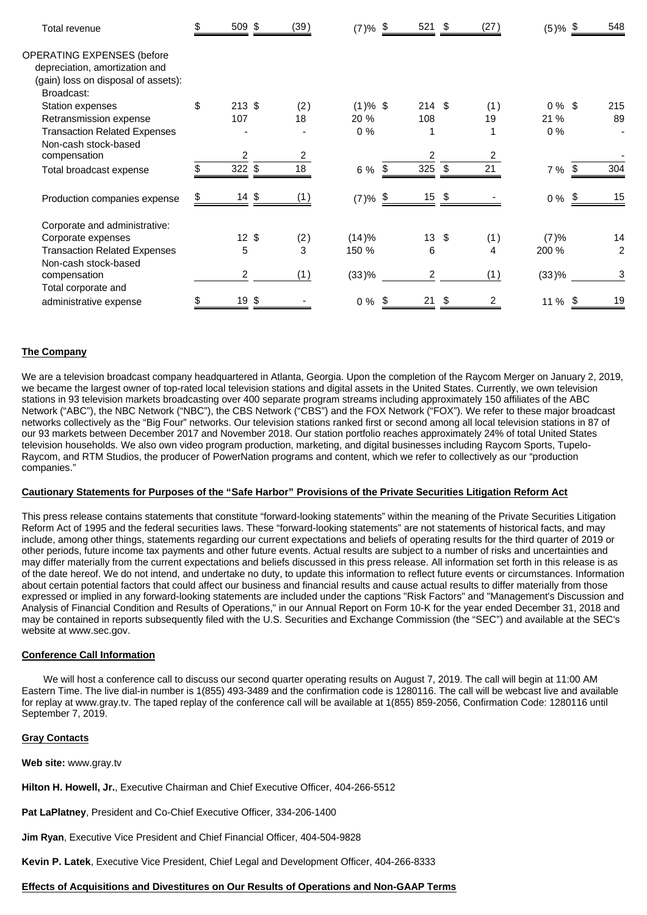| | | | | | | | |
|---|---|---|---|---|---|---|---|
| Total revenue | $ 509 | $ (39) | (7)% | $ 521 | $ (27) | (5)% | $ 548 |
| OPERATING EXPENSES (before depreciation, amortization and (gain) loss on disposal of assets): | | | | | | | |
| Broadcast: | | | | | | | |
| Station expenses | $ 213 | $ (2) | (1)% | $ 214 | $ (1) | 0 % | $ 215 |
| Retransmission expense | 107 | 18 | 20 % | 108 | 19 | 21 % | 89 |
| Transaction Related Expenses | - | - | 0 % | 1 | 1 | 0 % | - |
| Non-cash stock-based compensation | 2 | 2 | | 2 | 2 | | - |
| Total broadcast expense | $ 322 | $ 18 | 6 % | $ 325 | $ 21 | 7 % | $ 304 |
| Production companies expense | $ 14 | $ (1) | (7)% | $ 15 | $ - | 0 % | $ 15 |
| Corporate and administrative: | | | | | | | |
| Corporate expenses | 12 | $ (2) | (14)% | 13 | $ (1) | (7)% | 14 |
| Transaction Related Expenses | 5 | 3 | 150 % | 6 | 4 | 200 % | 2 |
| Non-cash stock-based compensation | 2 | (1) | (33)% | 2 | (1) | (33)% | 3 |
| Total corporate and administrative expense | $ 19 | $ - | 0 % | $ 21 | $ 2 | 11 % | $ 19 |

**The Company**

We are a television broadcast company headquartered in Atlanta, Georgia. Upon the completion of the Raycom Merger on January 2, 2019, we became the largest owner of top-rated local television stations and digital assets in the United States. Currently, we own television stations in 93 television markets broadcasting over 400 separate program streams including approximately 150 affiliates of the ABC Network ("ABC"), the NBC Network ("NBC"), the CBS Network ("CBS") and the FOX Network ("FOX"). We refer to these major broadcast networks collectively as the "Big Four" networks. Our television stations ranked first or second among all local television stations in 87 of our 93 markets between December 2017 and November 2018. Our station portfolio reaches approximately 24% of total United States television households. We also own video program production, marketing, and digital businesses including Raycom Sports, Tupelo-Raycom, and RTM Studios, the producer of PowerNation programs and content, which we refer to collectively as our "production companies."

**Cautionary Statements for Purposes of the "Safe Harbor" Provisions of the Private Securities Litigation Reform Act**

This press release contains statements that constitute "forward-looking statements" within the meaning of the Private Securities Litigation Reform Act of 1995 and the federal securities laws. These "forward-looking statements" are not statements of historical facts, and may include, among other things, statements regarding our current expectations and beliefs of operating results for the third quarter of 2019 or other periods, future income tax payments and other future events. Actual results are subject to a number of risks and uncertainties and may differ materially from the current expectations and beliefs discussed in this press release. All information set forth in this release is as of the date hereof. We do not intend, and undertake no duty, to update this information to reflect future events or circumstances. Information about certain potential factors that could affect our business and financial results and cause actual results to differ materially from those expressed or implied in any forward-looking statements are included under the captions "Risk Factors" and "Management's Discussion and Analysis of Financial Condition and Results of Operations," in our Annual Report on Form 10-K for the year ended December 31, 2018 and may be contained in reports subsequently filed with the U.S. Securities and Exchange Commission (the "SEC") and available at the SEC's website at www.sec.gov.

**Conference Call Information**

We will host a conference call to discuss our second quarter operating results on August 7, 2019. The call will begin at 11:00 AM Eastern Time. The live dial-in number is 1(855) 493-3489 and the confirmation code is 1280116. The call will be webcast live and available for replay at www.gray.tv. The taped replay of the conference call will be available at 1(855) 859-2056, Confirmation Code: 1280116 until September 7, 2019.

**Gray Contacts**

**Web site:** www.gray.tv

**Hilton H. Howell, Jr.**, Executive Chairman and Chief Executive Officer, 404-266-5512

**Pat LaPlatney**, President and Co-Chief Executive Officer, 334-206-1400

**Jim Ryan**, Executive Vice President and Chief Financial Officer, 404-504-9828

**Kevin P. Latek**, Executive Vice President, Chief Legal and Development Officer, 404-266-8333

**Effects of Acquisitions and Divestitures on Our Results of Operations and Non-GAAP Terms**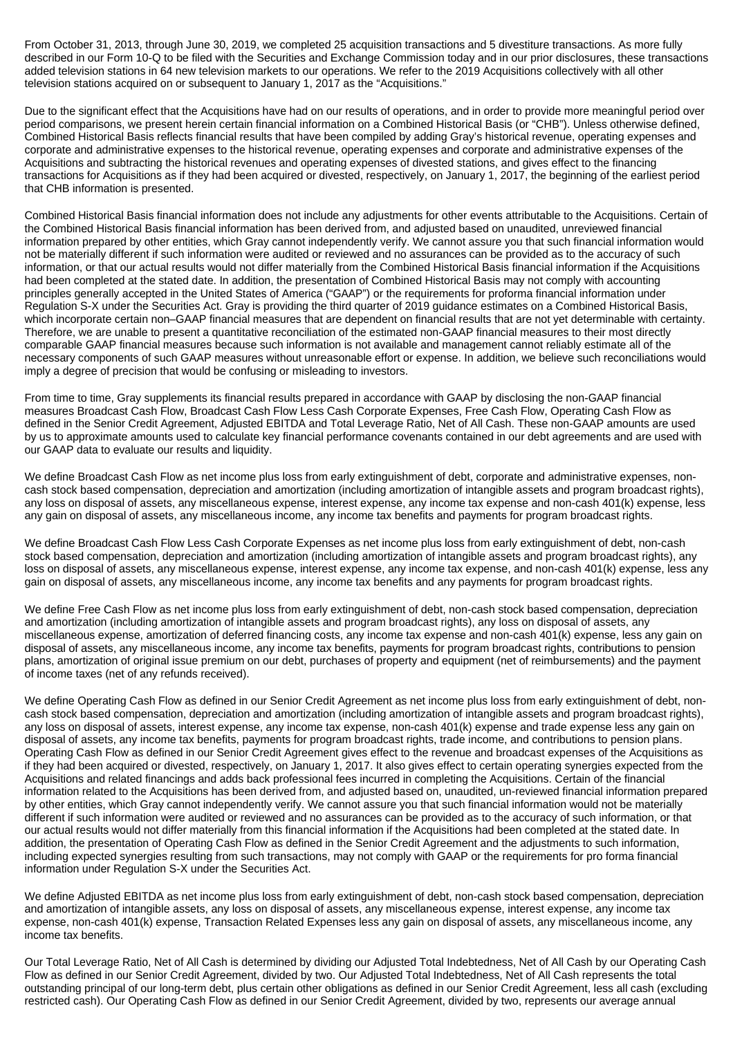From October 31, 2013, through June 30, 2019, we completed 25 acquisition transactions and 5 divestiture transactions. As more fully described in our Form 10-Q to be filed with the Securities and Exchange Commission today and in our prior disclosures, these transactions added television stations in 64 new television markets to our operations. We refer to the 2019 Acquisitions collectively with all other television stations acquired on or subsequent to January 1, 2017 as the "Acquisitions."

Due to the significant effect that the Acquisitions have had on our results of operations, and in order to provide more meaningful period over period comparisons, we present herein certain financial information on a Combined Historical Basis (or "CHB"). Unless otherwise defined, Combined Historical Basis reflects financial results that have been compiled by adding Gray's historical revenue, operating expenses and corporate and administrative expenses to the historical revenue, operating expenses and corporate and administrative expenses of the Acquisitions and subtracting the historical revenues and operating expenses of divested stations, and gives effect to the financing transactions for Acquisitions as if they had been acquired or divested, respectively, on January 1, 2017, the beginning of the earliest period that CHB information is presented.

Combined Historical Basis financial information does not include any adjustments for other events attributable to the Acquisitions. Certain of the Combined Historical Basis financial information has been derived from, and adjusted based on unaudited, unreviewed financial information prepared by other entities, which Gray cannot independently verify. We cannot assure you that such financial information would not be materially different if such information were audited or reviewed and no assurances can be provided as to the accuracy of such information, or that our actual results would not differ materially from the Combined Historical Basis financial information if the Acquisitions had been completed at the stated date. In addition, the presentation of Combined Historical Basis may not comply with accounting principles generally accepted in the United States of America ("GAAP") or the requirements for proforma financial information under Regulation S-X under the Securities Act. Gray is providing the third quarter of 2019 guidance estimates on a Combined Historical Basis, which incorporate certain non–GAAP financial measures that are dependent on financial results that are not yet determinable with certainty. Therefore, we are unable to present a quantitative reconciliation of the estimated non-GAAP financial measures to their most directly comparable GAAP financial measures because such information is not available and management cannot reliably estimate all of the necessary components of such GAAP measures without unreasonable effort or expense. In addition, we believe such reconciliations would imply a degree of precision that would be confusing or misleading to investors.

From time to time, Gray supplements its financial results prepared in accordance with GAAP by disclosing the non-GAAP financial measures Broadcast Cash Flow, Broadcast Cash Flow Less Cash Corporate Expenses, Free Cash Flow, Operating Cash Flow as defined in the Senior Credit Agreement, Adjusted EBITDA and Total Leverage Ratio, Net of All Cash. These non-GAAP amounts are used by us to approximate amounts used to calculate key financial performance covenants contained in our debt agreements and are used with our GAAP data to evaluate our results and liquidity.

We define Broadcast Cash Flow as net income plus loss from early extinguishment of debt, corporate and administrative expenses, non-cash stock based compensation, depreciation and amortization (including amortization of intangible assets and program broadcast rights), any loss on disposal of assets, any miscellaneous expense, interest expense, any income tax expense and non-cash 401(k) expense, less any gain on disposal of assets, any miscellaneous income, any income tax benefits and payments for program broadcast rights.

We define Broadcast Cash Flow Less Cash Corporate Expenses as net income plus loss from early extinguishment of debt, non-cash stock based compensation, depreciation and amortization (including amortization of intangible assets and program broadcast rights), any loss on disposal of assets, any miscellaneous expense, interest expense, any income tax expense, and non-cash 401(k) expense, less any gain on disposal of assets, any miscellaneous income, any income tax benefits and any payments for program broadcast rights.

We define Free Cash Flow as net income plus loss from early extinguishment of debt, non-cash stock based compensation, depreciation and amortization (including amortization of intangible assets and program broadcast rights), any loss on disposal of assets, any miscellaneous expense, amortization of deferred financing costs, any income tax expense and non-cash 401(k) expense, less any gain on disposal of assets, any miscellaneous income, any income tax benefits, payments for program broadcast rights, contributions to pension plans, amortization of original issue premium on our debt, purchases of property and equipment (net of reimbursements) and the payment of income taxes (net of any refunds received).

We define Operating Cash Flow as defined in our Senior Credit Agreement as net income plus loss from early extinguishment of debt, non-cash stock based compensation, depreciation and amortization (including amortization of intangible assets and program broadcast rights), any loss on disposal of assets, interest expense, any income tax expense, non-cash 401(k) expense and trade expense less any gain on disposal of assets, any income tax benefits, payments for program broadcast rights, trade income, and contributions to pension plans. Operating Cash Flow as defined in our Senior Credit Agreement gives effect to the revenue and broadcast expenses of the Acquisitions as if they had been acquired or divested, respectively, on January 1, 2017. It also gives effect to certain operating synergies expected from the Acquisitions and related financings and adds back professional fees incurred in completing the Acquisitions. Certain of the financial information related to the Acquisitions has been derived from, and adjusted based on, unaudited, un-reviewed financial information prepared by other entities, which Gray cannot independently verify. We cannot assure you that such financial information would not be materially different if such information were audited or reviewed and no assurances can be provided as to the accuracy of such information, or that our actual results would not differ materially from this financial information if the Acquisitions had been completed at the stated date. In addition, the presentation of Operating Cash Flow as defined in the Senior Credit Agreement and the adjustments to such information, including expected synergies resulting from such transactions, may not comply with GAAP or the requirements for pro forma financial information under Regulation S-X under the Securities Act.

We define Adjusted EBITDA as net income plus loss from early extinguishment of debt, non-cash stock based compensation, depreciation and amortization of intangible assets, any loss on disposal of assets, any miscellaneous expense, interest expense, any income tax expense, non-cash 401(k) expense, Transaction Related Expenses less any gain on disposal of assets, any miscellaneous income, any income tax benefits.

Our Total Leverage Ratio, Net of All Cash is determined by dividing our Adjusted Total Indebtedness, Net of All Cash by our Operating Cash Flow as defined in our Senior Credit Agreement, divided by two. Our Adjusted Total Indebtedness, Net of All Cash represents the total outstanding principal of our long-term debt, plus certain other obligations as defined in our Senior Credit Agreement, less all cash (excluding restricted cash). Our Operating Cash Flow as defined in our Senior Credit Agreement, divided by two, represents our average annual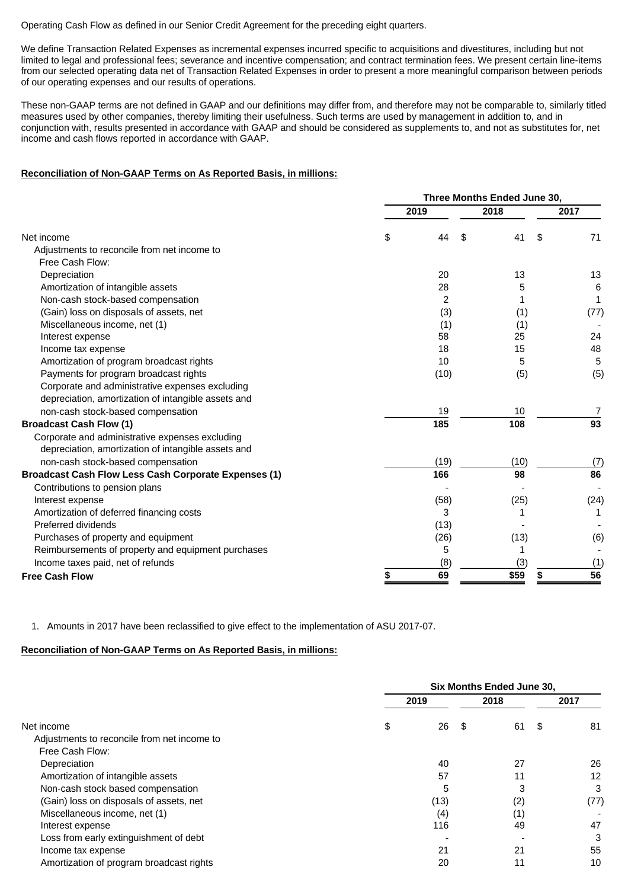Operating Cash Flow as defined in our Senior Credit Agreement for the preceding eight quarters.

We define Transaction Related Expenses as incremental expenses incurred specific to acquisitions and divestitures, including but not limited to legal and professional fees; severance and incentive compensation; and contract termination fees. We present certain line-items from our selected operating data net of Transaction Related Expenses in order to present a more meaningful comparison between periods of our operating expenses and our results of operations.

These non-GAAP terms are not defined in GAAP and our definitions may differ from, and therefore may not be comparable to, similarly titled measures used by other companies, thereby limiting their usefulness. Such terms are used by management in addition to, and in conjunction with, results presented in accordance with GAAP and should be considered as supplements to, and not as substitutes for, net income and cash flows reported in accordance with GAAP.

**Reconciliation of Non-GAAP Terms on As Reported Basis, in millions:**

| | Three Months Ended June 30, | | |
|---|---|---|---|
| | 2019 | 2018 | 2017 |
| Net income | $ 44 | $ 41 | $ 71 |
| Adjustments to reconcile from net income to Free Cash Flow: | | | |
| Depreciation | 20 | 13 | 13 |
| Amortization of intangible assets | 28 | 5 | 6 |
| Non-cash stock-based compensation | 2 | 1 | 1 |
| (Gain) loss on disposals of assets, net | (3) | (1) | (77) |
| Miscellaneous income, net (1) | (1) | (1) | - |
| Interest expense | 58 | 25 | 24 |
| Income tax expense | 18 | 15 | 48 |
| Amortization of program broadcast rights | 10 | 5 | 5 |
| Payments for program broadcast rights | (10) | (5) | (5) |
| Corporate and administrative expenses excluding depreciation, amortization of intangible assets and non-cash stock-based compensation | 19 | 10 | 7 |
| **Broadcast Cash Flow (1)** | **185** | **108** | **93** |
| Corporate and administrative expenses excluding depreciation, amortization of intangible assets and non-cash stock-based compensation | (19) | (10) | (7) |
| **Broadcast Cash Flow Less Cash Corporate Expenses (1)** | **166** | **98** | **86** |
| Contributions to pension plans | - | - | - |
| Interest expense | (58) | (25) | (24) |
| Amortization of deferred financing costs | 3 | 1 | 1 |
| Preferred dividends | (13) | - | - |
| Purchases of property and equipment | (26) | (13) | (6) |
| Reimbursements of property and equipment purchases | 5 | 1 | - |
| Income taxes paid, net of refunds | (8) | (3) | (1) |
| **Free Cash Flow** | **$ 69** | **$59** | **$ 56** |

1. Amounts in 2017 have been reclassified to give effect to the implementation of ASU 2017-07.

**Reconciliation of Non-GAAP Terms on As Reported Basis, in millions:**

| | Six Months Ended June 30, | | |
|---|---|---|---|
| | 2019 | 2018 | 2017 |
| Net income | $ 26 | $ 61 | $ 81 |
| Adjustments to reconcile from net income to Free Cash Flow: | | | |
| Depreciation | 40 | 27 | 26 |
| Amortization of intangible assets | 57 | 11 | 12 |
| Non-cash stock based compensation | 5 | 3 | 3 |
| (Gain) loss on disposals of assets, net | (13) | (2) | (77) |
| Miscellaneous income, net (1) | (4) | (1) | - |
| Interest expense | 116 | 49 | 47 |
| Loss from early extinguishment of debt | - | - | 3 |
| Income tax expense | 21 | 21 | 55 |
| Amortization of program broadcast rights | 20 | 11 | 10 |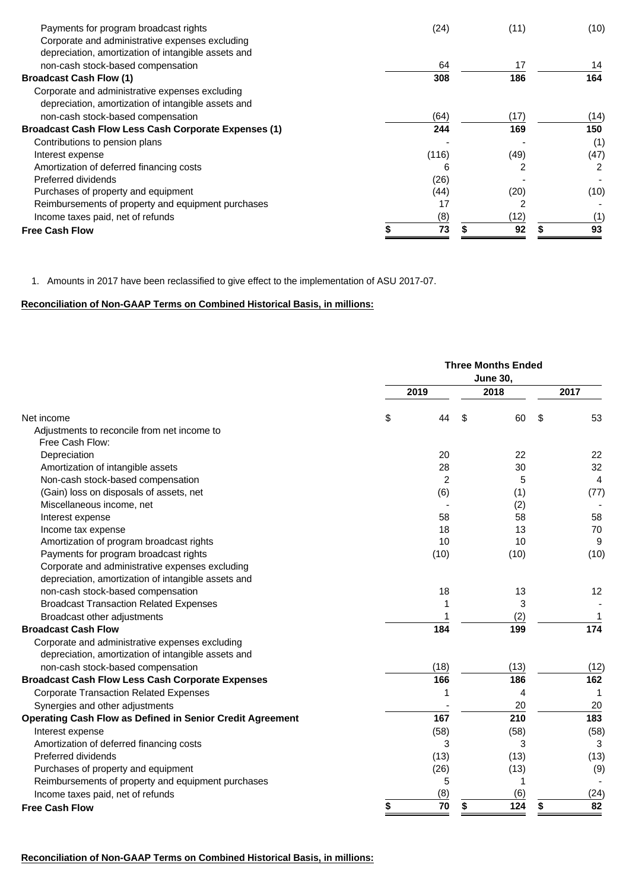| | | | |
|---|---|---|---|
| Payments for program broadcast rights | (24) | (11) | (10) |
| Corporate and administrative expenses excluding depreciation, amortization of intangible assets and non-cash stock-based compensation | 64 | 17 | 14 |
| **Broadcast Cash Flow (1)** | **308** | **186** | **164** |
| Corporate and administrative expenses excluding depreciation, amortization of intangible assets and non-cash stock-based compensation | (64) | (17) | (14) |
| **Broadcast Cash Flow Less Cash Corporate Expenses (1)** | **244** | **169** | **150** |
| Contributions to pension plans | - | - | (1) |
| Interest expense | (116) | (49) | (47) |
| Amortization of deferred financing costs | 6 | 2 | 2 |
| Preferred dividends | (26) | - | - |
| Purchases of property and equipment | (44) | (20) | (10) |
| Reimbursements of property and equipment purchases | 17 | 2 | - |
| Income taxes paid, net of refunds | (8) | (12) | (1) |
| **Free Cash Flow** | **$ 73** | **$ 92** | **$ 93** |

1. Amounts in 2017 have been reclassified to give effect to the implementation of ASU 2017-07.

**Reconciliation of Non-GAAP Terms on Combined Historical Basis, in millions:**

| | Three Months Ended June 30, | | |
|---|---|---|---|
| | 2019 | 2018 | 2017 |
| Net income | $ 44 | $ 60 | $ 53 |
| Adjustments to reconcile from net income to Free Cash Flow: | | | |
| Depreciation | 20 | 22 | 22 |
| Amortization of intangible assets | 28 | 30 | 32 |
| Non-cash stock-based compensation | 2 | 5 | 4 |
| (Gain) loss on disposals of assets, net | (6) | (1) | (77) |
| Miscellaneous income, net | - | (2) | - |
| Interest expense | 58 | 58 | 58 |
| Income tax expense | 18 | 13 | 70 |
| Amortization of program broadcast rights | 10 | 10 | 9 |
| Payments for program broadcast rights | (10) | (10) | (10) |
| Corporate and administrative expenses excluding depreciation, amortization of intangible assets and non-cash stock-based compensation | 18 | 13 | 12 |
| Broadcast Transaction Related Expenses | 1 | 3 | - |
| Broadcast other adjustments | 1 | (2) | 1 |
| **Broadcast Cash Flow** | **184** | **199** | **174** |
| Corporate and administrative expenses excluding depreciation, amortization of intangible assets and non-cash stock-based compensation | (18) | (13) | (12) |
| **Broadcast Cash Flow Less Cash Corporate Expenses** | **166** | **186** | **162** |
| Corporate Transaction Related Expenses | 1 | 4 | 1 |
| Synergies and other adjustments | - | 20 | 20 |
| **Operating Cash Flow as Defined in Senior Credit Agreement** | **167** | **210** | **183** |
| Interest expense | (58) | (58) | (58) |
| Amortization of deferred financing costs | 3 | 3 | 3 |
| Preferred dividends | (13) | (13) | (13) |
| Purchases of property and equipment | (26) | (13) | (9) |
| Reimbursements of property and equipment purchases | 5 | 1 | - |
| Income taxes paid, net of refunds | (8) | (6) | (24) |
| **Free Cash Flow** | **$ 70** | **$ 124** | **$ 82** |

**Reconciliation of Non-GAAP Terms on Combined Historical Basis, in millions:**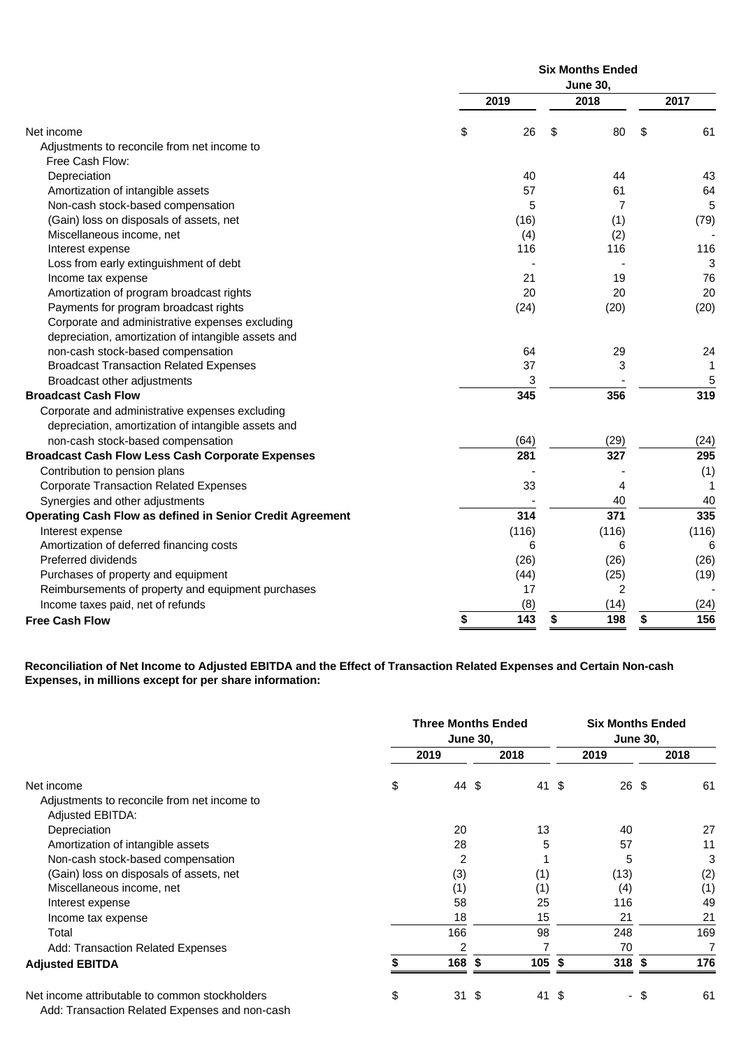| | Six Months Ended June 30, | | |
|---|---|---|---|
| | 2019 | 2018 | 2017 |
| Net income | $ 26 | $ 80 | $ 61 |
| Adjustments to reconcile from net income to Free Cash Flow: | | | |
| Depreciation | 40 | 44 | 43 |
| Amortization of intangible assets | 57 | 61 | 64 |
| Non-cash stock-based compensation | 5 | 7 | 5 |
| (Gain) loss on disposals of assets, net | (16) | (1) | (79) |
| Miscellaneous income, net | (4) | (2) | - |
| Interest expense | 116 | 116 | 116 |
| Loss from early extinguishment of debt | - | - | 3 |
| Income tax expense | 21 | 19 | 76 |
| Amortization of program broadcast rights | 20 | 20 | 20 |
| Payments for program broadcast rights | (24) | (20) | (20) |
| Corporate and administrative expenses excluding depreciation, amortization of intangible assets and non-cash stock-based compensation | 64 | 29 | 24 |
| Broadcast Transaction Related Expenses | 37 | 3 | 1 |
| Broadcast other adjustments | 3 | - | 5 |
| **Broadcast Cash Flow** | **345** | **356** | **319** |
| Corporate and administrative expenses excluding depreciation, amortization of intangible assets and non-cash stock-based compensation | (64) | (29) | (24) |
| **Broadcast Cash Flow Less Cash Corporate Expenses** | **281** | **327** | **295** |
| Contribution to pension plans | - | - | (1) |
| Corporate Transaction Related Expenses | 33 | 4 | 1 |
| Synergies and other adjustments | - | 40 | 40 |
| **Operating Cash Flow as defined in Senior Credit Agreement** | **314** | **371** | **335** |
| Interest expense | (116) | (116) | (116) |
| Amortization of deferred financing costs | 6 | 6 | 6 |
| Preferred dividends | (26) | (26) | (26) |
| Purchases of property and equipment | (44) | (25) | (19) |
| Reimbursements of property and equipment purchases | 17 | 2 | - |
| Income taxes paid, net of refunds | (8) | (14) | (24) |
| **Free Cash Flow** | **$ 143** | **$ 198** | **$ 156** |

**Reconciliation of Net Income to Adjusted EBITDA and the Effect of Transaction Related Expenses and Certain Non-cash Expenses, in millions except for per share information:**

| | Three Months Ended June 30, | | Six Months Ended June 30, | |
|---|---|---|---|---|
| | 2019 | 2018 | 2019 | 2018 |
| Net income | $ 44 | $ 41 | $ 26 | $ 61 |
| Adjustments to reconcile from net income to Adjusted EBITDA: | | | | |
| Depreciation | 20 | 13 | 40 | 27 |
| Amortization of intangible assets | 28 | 5 | 57 | 11 |
| Non-cash stock-based compensation | 2 | 1 | 5 | 3 |
| (Gain) loss on disposals of assets, net | (3) | (1) | (13) | (2) |
| Miscellaneous income, net | (1) | (1) | (4) | (1) |
| Interest expense | 58 | 25 | 116 | 49 |
| Income tax expense | 18 | 15 | 21 | 21 |
| Total | 166 | 98 | 248 | 169 |
| Add: Transaction Related Expenses | 2 | 7 | 70 | 7 |
| **Adjusted EBITDA** | **$ 168** | **$ 105** | **$ 318** | **$ 176** |
| Net income attributable to common stockholders | $ 31 | $ 41 | $ - | $ 61 |
| Add: Transaction Related Expenses and non-cash | | | | |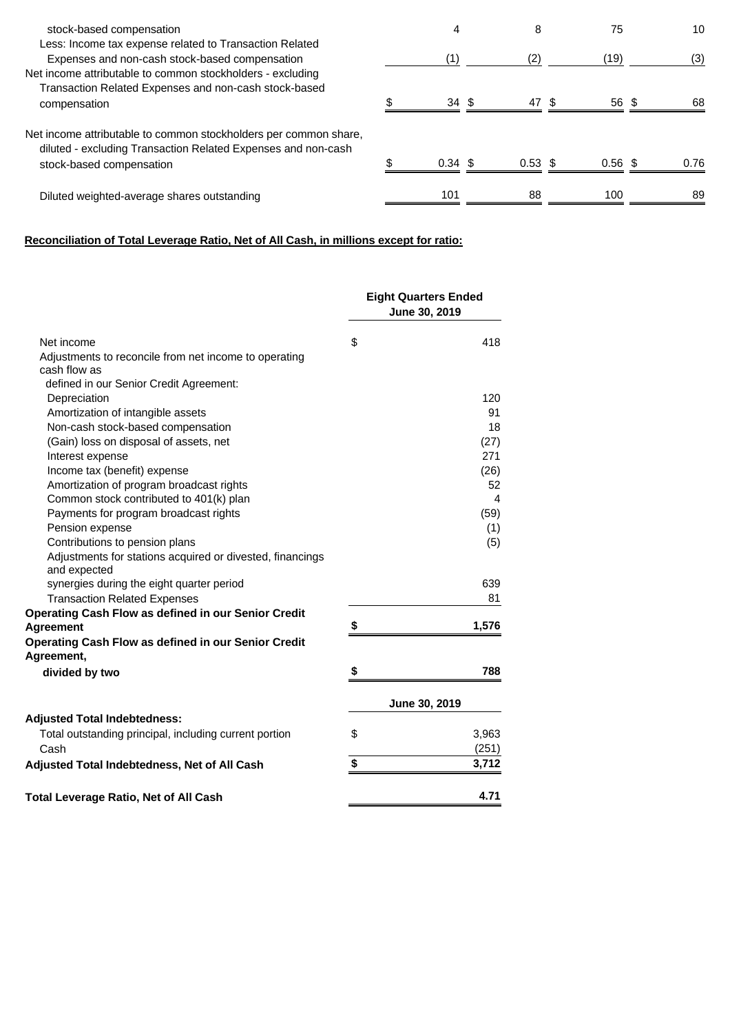| | | | | |
|---|---|---|---|---|
| stock-based compensation | 4 | 8 | 75 | 10 |
| Less: Income tax expense related to Transaction Related Expenses and non-cash stock-based compensation | (1) | (2) | (19) | (3) |
| Net income attributable to common stockholders - excluding Transaction Related Expenses and non-cash stock-based compensation | $ 34 | $ 47 | $ 56 | $ 68 |
| Net income attributable to common stockholders per common share, diluted - excluding Transaction Related Expenses and non-cash stock-based compensation | $ 0.34 | $ 0.53 | $ 0.56 | $ 0.76 |
| Diluted weighted-average shares outstanding | 101 | 88 | 100 | 89 |

**Reconciliation of Total Leverage Ratio, Net of All Cash, in millions except for ratio:**

| | Eight Quarters Ended June 30, 2019 |
|---|---|
| Net income | $ 418 |
| Adjustments to reconcile from net income to operating cash flow as defined in our Senior Credit Agreement: | |
| Depreciation | 120 |
| Amortization of intangible assets | 91 |
| Non-cash stock-based compensation | 18 |
| (Gain) loss on disposal of assets, net | (27) |
| Interest expense | 271 |
| Income tax (benefit) expense | (26) |
| Amortization of program broadcast rights | 52 |
| Common stock contributed to 401(k) plan | 4 |
| Payments for program broadcast rights | (59) |
| Pension expense | (1) |
| Contributions to pension plans | (5) |
| Adjustments for stations acquired or divested, financings and expected synergies during the eight quarter period | 639 |
| Transaction Related Expenses | 81 |
| **Operating Cash Flow as defined in our Senior Credit Agreement** | **$ 1,576** |
| **Operating Cash Flow as defined in our Senior Credit Agreement, divided by two** | **$ 788** |
| | **June 30, 2019** |
| **Adjusted Total Indebtedness:** | |
| Total outstanding principal, including current portion | $ 3,963 |
| Cash | (251) |
| **Adjusted Total Indebtedness, Net of All Cash** | **$ 3,712** |
| **Total Leverage Ratio, Net of All Cash** | **4.71** |